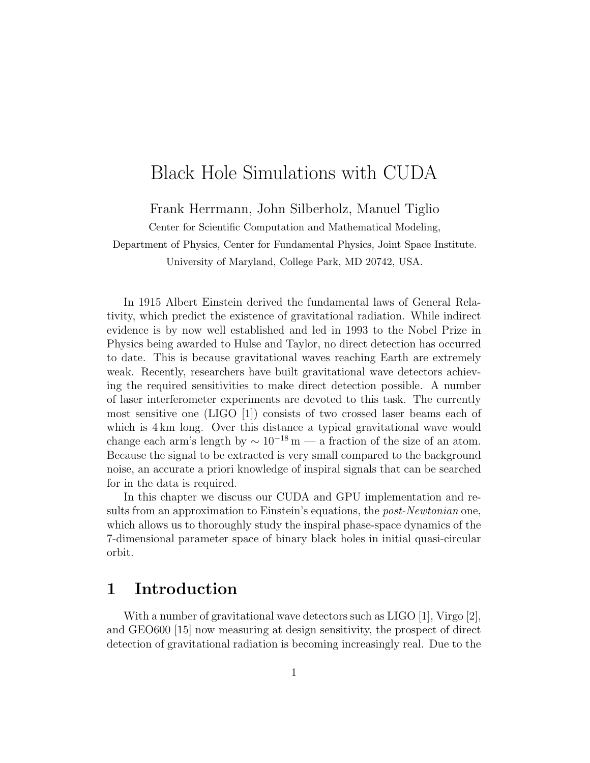# Black Hole Simulations with CUDA

Frank Herrmann, John Silberholz, Manuel Tiglio

Center for Scientific Computation and Mathematical Modeling,
Department of Physics, Center for Fundamental Physics, Joint Space Institute.
University of Maryland, College Park, MD 20742, USA.

In 1915 Albert Einstein derived the fundamental laws of General Relativity, which predict the existence of gravitational radiation. While indirect evidence is by now well established and led in 1993 to the Nobel Prize in Physics being awarded to Hulse and Taylor, no direct detection has occurred to date. This is because gravitational waves reaching Earth are extremely weak. Recently, researchers have built gravitational wave detectors achieving the required sensitivities to make direct detection possible. A number of laser interferometer experiments are devoted to this task. The currently most sensitive one (LIGO [1]) consists of two crossed laser beams each of which is 4 km long. Over this distance a typical gravitational wave would change each arm's length by $\sim 10^{-18}$ m — a fraction of the size of an atom. Because the signal to be extracted is very small compared to the background noise, an accurate a priori knowledge of inspiral signals that can be searched for in the data is required.

In this chapter we discuss our CUDA and GPU implementation and results from an approximation to Einstein's equations, the *post-Newtonian* one, which allows us to thoroughly study the inspiral phase-space dynamics of the 7-dimensional parameter space of binary black holes in initial quasi-circular orbit.

## 1 Introduction

With a number of gravitational wave detectors such as LIGO [1], Virgo [2], and GEO600 [15] now measuring at design sensitivity, the prospect of direct detection of gravitational radiation is becoming increasingly real. Due to the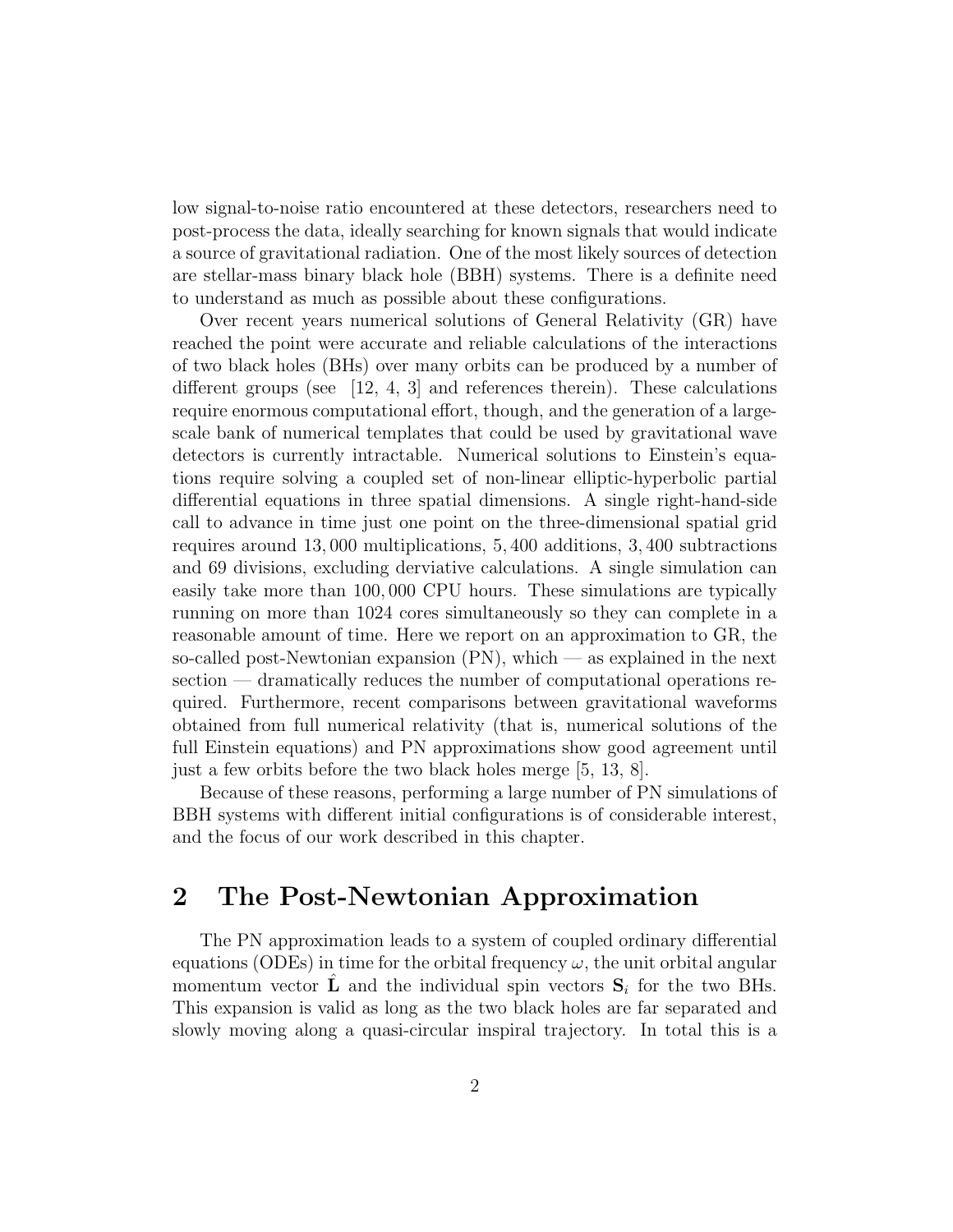low signal-to-noise ratio encountered at these detectors, researchers need to post-process the data, ideally searching for known signals that would indicate a source of gravitational radiation. One of the most likely sources of detection are stellar-mass binary black hole (BBH) systems. There is a definite need to understand as much as possible about these configurations.

Over recent years numerical solutions of General Relativity (GR) have reached the point were accurate and reliable calculations of the interactions of two black holes (BHs) over many orbits can be produced by a number of different groups (see [12, 4, 3] and references therein). These calculations require enormous computational effort, though, and the generation of a large-scale bank of numerical templates that could be used by gravitational wave detectors is currently intractable. Numerical solutions to Einstein's equations require solving a coupled set of non-linear elliptic-hyperbolic partial differential equations in three spatial dimensions. A single right-hand-side call to advance in time just one point on the three-dimensional spatial grid requires around 13,000 multiplications, 5,400 additions, 3,400 subtractions and 69 divisions, excluding derviative calculations. A single simulation can easily take more than 100,000 CPU hours. These simulations are typically running on more than 1024 cores simultaneously so they can complete in a reasonable amount of time. Here we report on an approximation to GR, the so-called post-Newtonian expansion (PN), which — as explained in the next section — dramatically reduces the number of computational operations required. Furthermore, recent comparisons between gravitational waveforms obtained from full numerical relativity (that is, numerical solutions of the full Einstein equations) and PN approximations show good agreement until just a few orbits before the two black holes merge [5, 13, 8].

Because of these reasons, performing a large number of PN simulations of BBH systems with different initial configurations is of considerable interest, and the focus of our work described in this chapter.

## 2 The Post-Newtonian Approximation

The PN approximation leads to a system of coupled ordinary differential equations (ODEs) in time for the orbital frequency $\omega$, the unit orbital angular momentum vector $\hat{\mathbf{L}}$ and the individual spin vectors $\mathbf{S}_i$ for the two BHs. This expansion is valid as long as the two black holes are far separated and slowly moving along a quasi-circular inspiral trajectory. In total this is a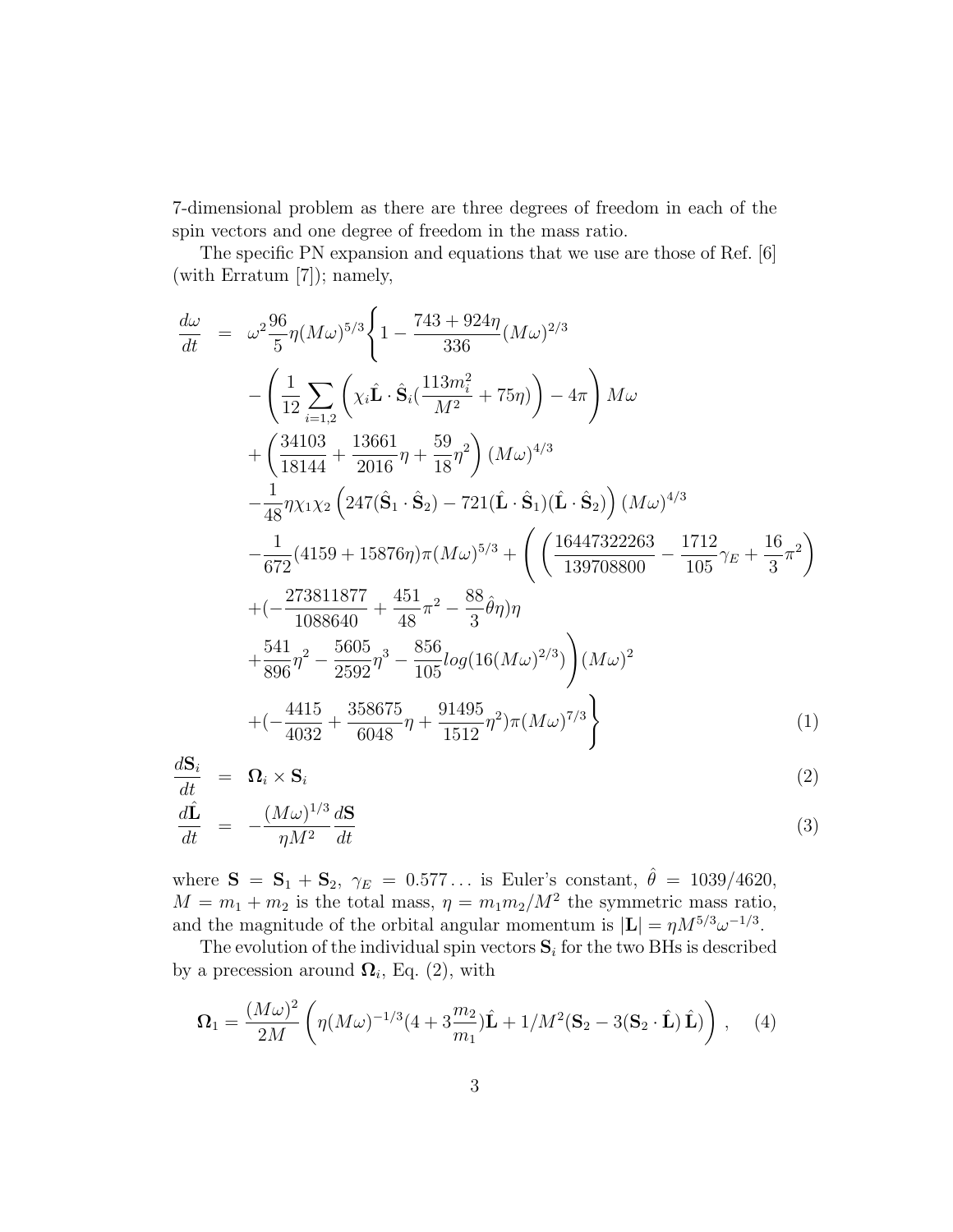7-dimensional problem as there are three degrees of freedom in each of the spin vectors and one degree of freedom in the mass ratio.

The specific PN expansion and equations that we use are those of Ref. [6] (with Erratum [7]); namely,

$$
\begin{aligned}
\frac{d\omega}{dt} \; = \; & \omega^2 \frac{96}{5}\eta (M\omega)^{5/3} \Bigg\{ 1 - \frac{743+924\eta}{336}(M\omega)^{2/3} \\
& - \left( \frac{1}{12} \sum_{i=1,2} \left( \chi_i \hat{\mathbf{L}} \cdot \hat{\mathbf{S}}_i \left(\frac{113 m_i^2}{M^2} + 75\eta\right) \right) - 4\pi \right) M\omega \\
& + \left( \frac{34103}{18144} + \frac{13661}{2016}\eta + \frac{59}{18}\eta^2 \right) (M\omega)^{4/3} \\
& - \frac{1}{48}\eta \chi_1 \chi_2 \left( 247 (\hat{\mathbf{S}}_1 \cdot \hat{\mathbf{S}}_2) - 721 (\hat{\mathbf{L}} \cdot \hat{\mathbf{S}}_1)(\hat{\mathbf{L}} \cdot \hat{\mathbf{S}}_2) \right) (M\omega)^{4/3} \\
& - \frac{1}{672}(4159 + 15876\eta)\pi (M\omega)^{5/3} + \Bigg( \left( \frac{16447322263}{139708800} - \frac{1712}{105}\gamma_E + \frac{16}{3}\pi^2 \right) \\
& + \left(-\frac{273811877}{1088640} + \frac{451}{48}\pi^2 - \frac{88}{3}\hat{\theta}\eta\right)\eta \\
& + \frac{541}{896}\eta^2 - \frac{5605}{2592}\eta^3 - \frac{856}{105} log(16(M\omega)^{2/3}) \Bigg) (M\omega)^2 \\
& + \left(-\frac{4415}{4032} + \frac{358675}{6048}\eta + \frac{91495}{1512}\eta^2\right)\pi (M\omega)^{7/3} \Bigg\}
\end{aligned}
\tag{1}
$$

$$
\frac{d\mathbf{S}_i}{dt} = \mathbf{\Omega}_i \times \mathbf{S}_i \tag{2}
$$

$$
\frac{d\hat{\mathbf{L}}}{dt} = -\frac{(M\omega)^{1/3}}{\eta M^2} \frac{d\mathbf{S}}{dt} \tag{3}
$$

where $\mathbf{S} = \mathbf{S}_1 + \mathbf{S}_2$, $\gamma_E = 0.577\ldots$ is Euler's constant, $\hat{\theta} = 1039/4620$, $M = m_1 + m_2$ is the total mass, $\eta = m_1 m_2 / M^2$ the symmetric mass ratio, and the magnitude of the orbital angular momentum is $|\mathbf{L}| = \eta M^{5/3} \omega^{-1/3}$.

The evolution of the individual spin vectors $\mathbf{S}_i$ for the two BHs is described by a precession around $\mathbf{\Omega}_i$, Eq. (2), with

$$
\mathbf{\Omega}_1 = \frac{(M\omega)^2}{2M} \left( \eta (M\omega)^{-1/3} \left(4 + 3\frac{m_2}{m_1}\right)\hat{\mathbf{L}} + 1/M^2 (\mathbf{S}_2 - 3(\mathbf{S}_2 \cdot \hat{\mathbf{L}})\, \hat{\mathbf{L}}) \right) , \tag{4}
$$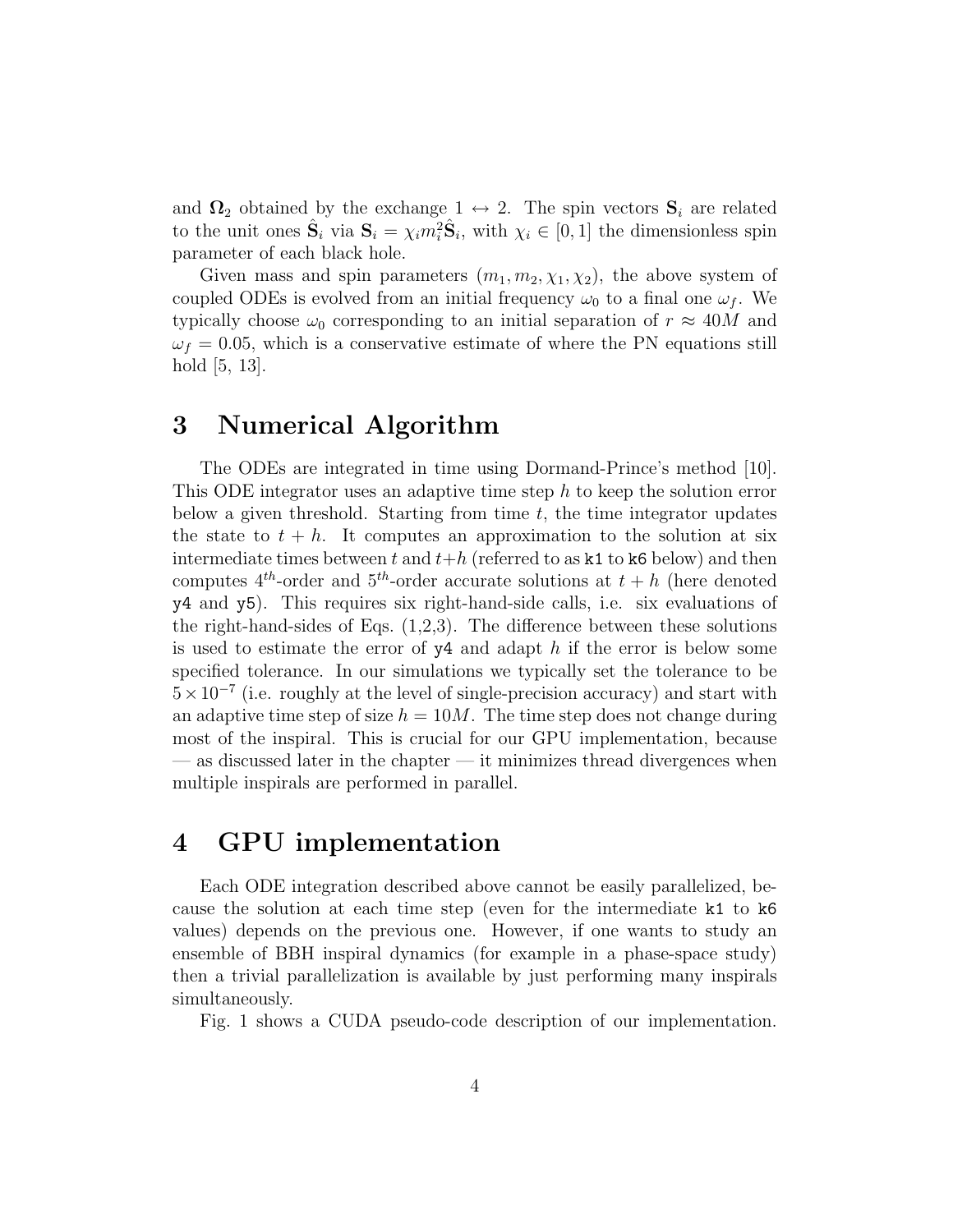and $\mathbf{\Omega}_2$ obtained by the exchange $1 \leftrightarrow 2$. The spin vectors $\mathbf{S}_i$ are related to the unit ones $\hat{\mathbf{S}}_i$ via $\mathbf{S}_i = \chi_i m_i^2 \hat{\mathbf{S}}_i$, with $\chi_i \in [0, 1]$ the dimensionless spin parameter of each black hole.

Given mass and spin parameters $(m_1, m_2, \chi_1, \chi_2)$, the above system of coupled ODEs is evolved from an initial frequency $\omega_0$ to a final one $\omega_f$. We typically choose $\omega_0$ corresponding to an initial separation of $r \approx 40M$ and $\omega_f = 0.05$, which is a conservative estimate of where the PN equations still hold [5, 13].

# 3 Numerical Algorithm

The ODEs are integrated in time using Dormand-Prince's method [10]. This ODE integrator uses an adaptive time step $h$ to keep the solution error below a given threshold. Starting from time $t$, the time integrator updates the state to $t + h$. It computes an approximation to the solution at six intermediate times between $t$ and $t+h$ (referred to as `k1` to `k6` below) and then computes $4^{th}$-order and $5^{th}$-order accurate solutions at $t + h$ (here denoted `y4` and `y5`). This requires six right-hand-side calls, i.e. six evaluations of the right-hand-sides of Eqs. (1,2,3). The difference between these solutions is used to estimate the error of `y4` and adapt $h$ if the error is below some specified tolerance. In our simulations we typically set the tolerance to be $5 \times 10^{-7}$ (i.e. roughly at the level of single-precision accuracy) and start with an adaptive time step of size $h = 10M$. The time step does not change during most of the inspiral. This is crucial for our GPU implementation, because — as discussed later in the chapter — it minimizes thread divergences when multiple inspirals are performed in parallel.

# 4 GPU implementation

Each ODE integration described above cannot be easily parallelized, because the solution at each time step (even for the intermediate `k1` to `k6` values) depends on the previous one. However, if one wants to study an ensemble of BBH inspiral dynamics (for example in a phase-space study) then a trivial parallelization is available by just performing many inspirals simultaneously.

Fig. 1 shows a CUDA pseudo-code description of our implementation.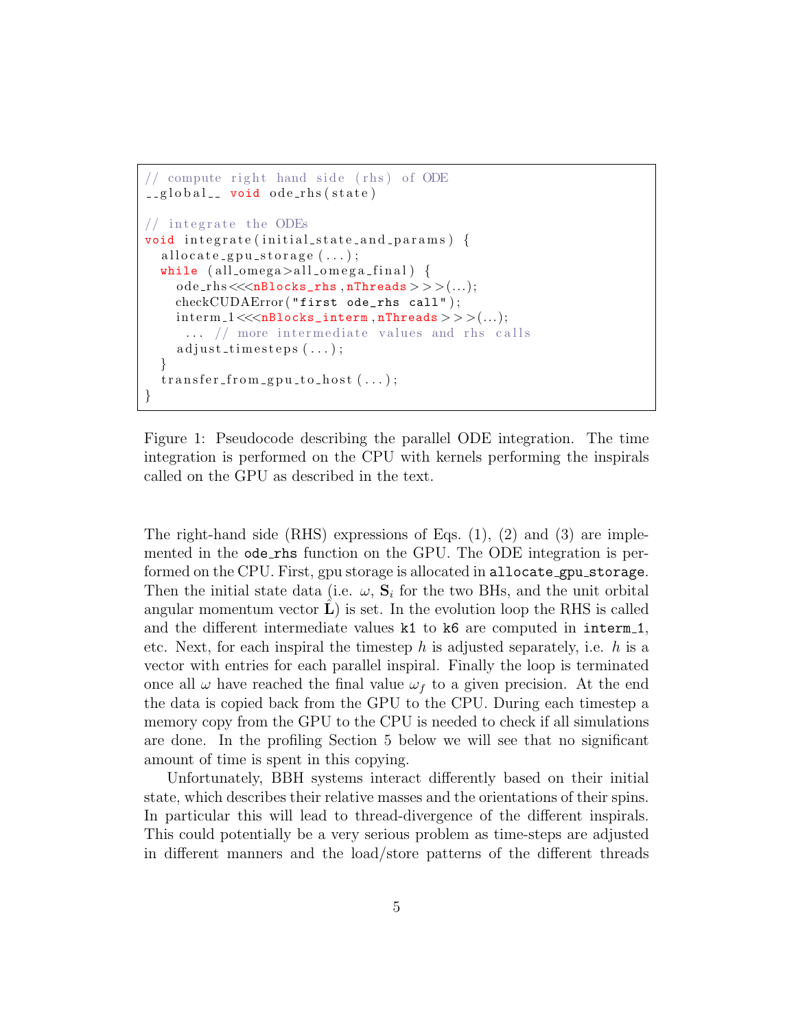```
// compute right hand side (rhs) of ODE
__global__ void ode_rhs(state)

// integrate the ODEs
void integrate(initial_state_and_params) {
  allocate_gpu_storage(...);
  while (all_omega>all_omega_final) {
    ode_rhs<<<nBlocks_rhs,nThreads>>>(...);
    checkCUDAError("first ode_rhs call");
    interm_1<<<nBlocks_interm,nThreads>>>(...);
     ... // more intermediate values and rhs calls
    adjust_timesteps(...);
  }
  transfer_from_gpu_to_host(...);
}
```

Figure 1: Pseudocode describing the parallel ODE integration. The time integration is performed on the CPU with kernels performing the inspirals called on the GPU as described in the text.

The right-hand side (RHS) expressions of Eqs. (1), (2) and (3) are implemented in the `ode_rhs` function on the GPU. The ODE integration is performed on the CPU. First, gpu storage is allocated in `allocate_gpu_storage`. Then the initial state data (i.e. $\omega$, $\mathbf{S}_i$ for the two BHs, and the unit orbital angular momentum vector $\hat{\mathbf{L}}$) is set. In the evolution loop the RHS is called and the different intermediate values `k1` to `k6` are computed in `interm_1`, etc. Next, for each inspiral the timestep $h$ is adjusted separately, i.e. $h$ is a vector with entries for each parallel inspiral. Finally the loop is terminated once all $\omega$ have reached the final value $\omega_f$ to a given precision. At the end the data is copied back from the GPU to the CPU. During each timestep a memory copy from the GPU to the CPU is needed to check if all simulations are done. In the profiling Section 5 below we will see that no significant amount of time is spent in this copying.

Unfortunately, BBH systems interact differently based on their initial state, which describes their relative masses and the orientations of their spins. In particular this will lead to thread-divergence of the different inspirals. This could potentially be a very serious problem as time-steps are adjusted in different manners and the load/store patterns of the different threads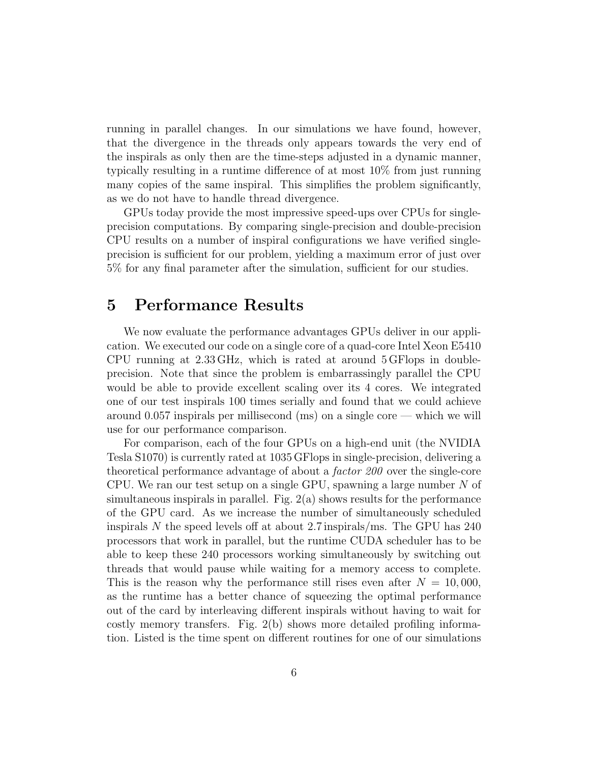running in parallel changes. In our simulations we have found, however, that the divergence in the threads only appears towards the very end of the inspirals as only then are the time-steps adjusted in a dynamic manner, typically resulting in a runtime difference of at most 10% from just running many copies of the same inspiral. This simplifies the problem significantly, as we do not have to handle thread divergence.

GPUs today provide the most impressive speed-ups over CPUs for single-precision computations. By comparing single-precision and double-precision CPU results on a number of inspiral configurations we have verified single-precision is sufficient for our problem, yielding a maximum error of just over 5% for any final parameter after the simulation, sufficient for our studies.

# 5 Performance Results

We now evaluate the performance advantages GPUs deliver in our application. We executed our code on a single core of a quad-core Intel Xeon E5410 CPU running at 2.33 GHz, which is rated at around 5 GFlops in double-precision. Note that since the problem is embarrassingly parallel the CPU would be able to provide excellent scaling over its 4 cores. We integrated one of our test inspirals 100 times serially and found that we could achieve around 0.057 inspirals per millisecond (ms) on a single core — which we will use for our performance comparison.

For comparison, each of the four GPUs on a high-end unit (the NVIDIA Tesla S1070) is currently rated at 1035 GFlops in single-precision, delivering a theoretical performance advantage of about a *factor 200* over the single-core CPU. We ran our test setup on a single GPU, spawning a large number $N$ of simultaneous inspirals in parallel. Fig. 2(a) shows results for the performance of the GPU card. As we increase the number of simultaneously scheduled inspirals $N$ the speed levels off at about 2.7 inspirals/ms. The GPU has 240 processors that work in parallel, but the runtime CUDA scheduler has to be able to keep these 240 processors working simultaneously by switching out threads that would pause while waiting for a memory access to complete. This is the reason why the performance still rises even after $N = 10,000$, as the runtime has a better chance of squeezing the optimal performance out of the card by interleaving different inspirals without having to wait for costly memory transfers. Fig. 2(b) shows more detailed profiling information. Listed is the time spent on different routines for one of our simulations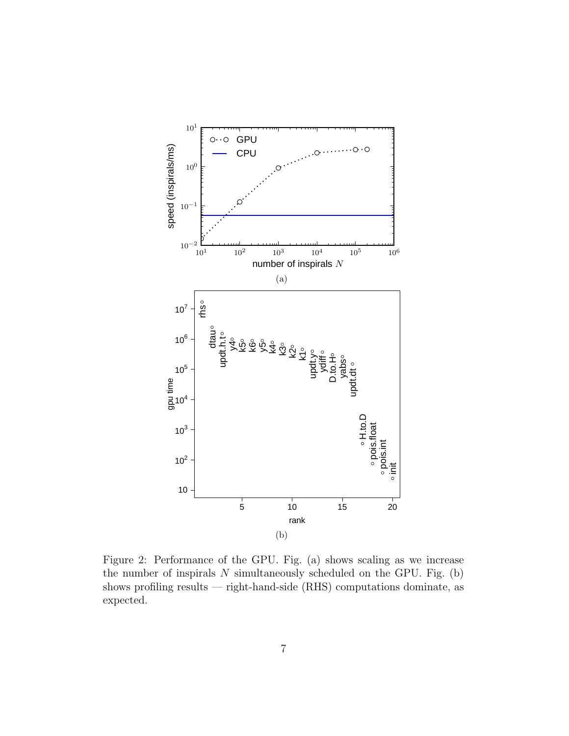(a)

(b)

Figure 2: Performance of the GPU. Fig. (a) shows scaling as we increase the number of inspirals $N$ simultaneously scheduled on the GPU. Fig. (b) shows profiling results — right-hand-side (RHS) computations dominate, as expected.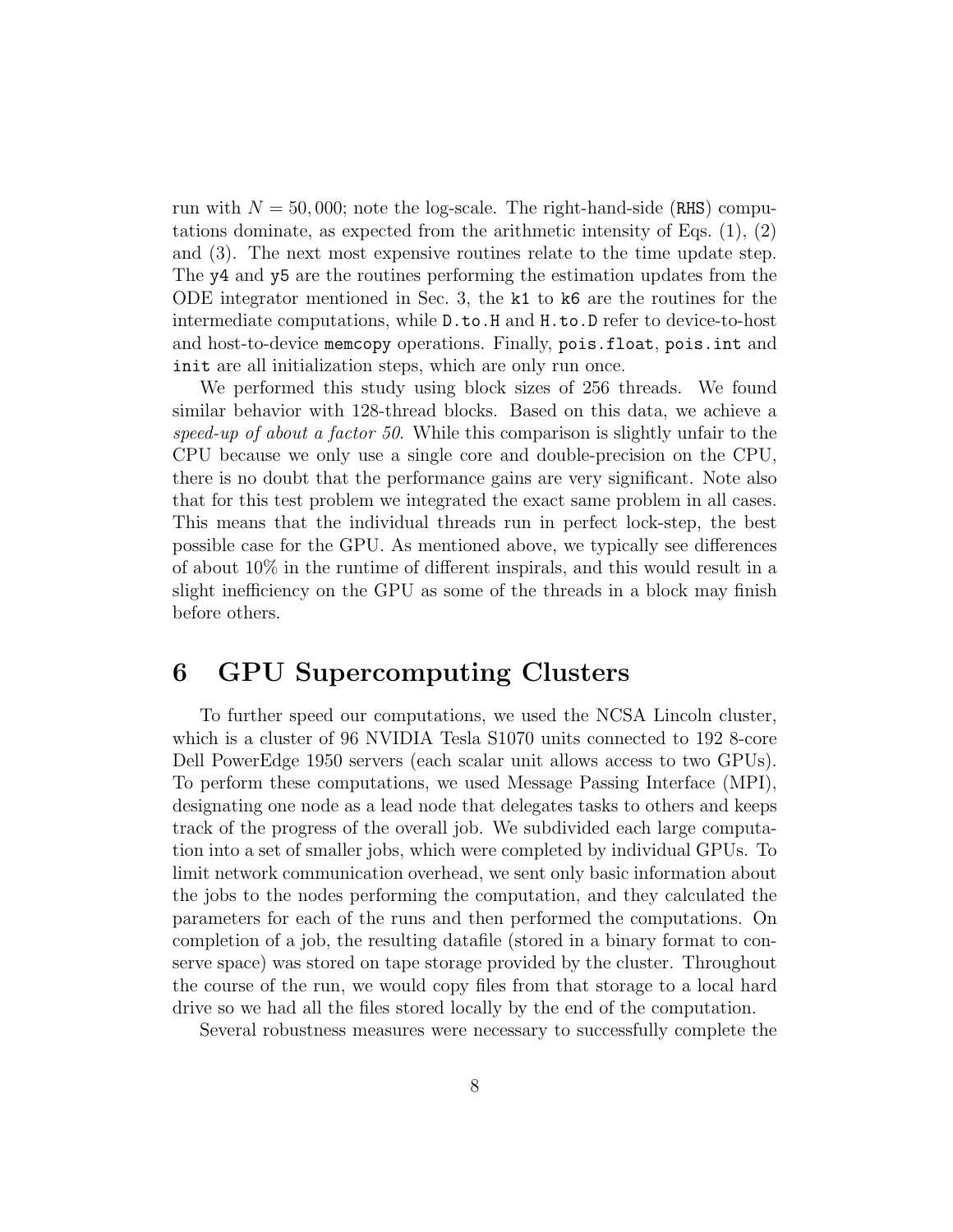run with $N = 50,000$; note the log-scale. The right-hand-side (`RHS`) computations dominate, as expected from the arithmetic intensity of Eqs. (1), (2) and (3). The next most expensive routines relate to the time update step. The `y4` and `y5` are the routines performing the estimation updates from the ODE integrator mentioned in Sec. 3, the `k1` to `k6` are the routines for the intermediate computations, while `D.to.H` and `H.to.D` refer to device-to-host and host-to-device `memcopy` operations. Finally, `pois.float`, `pois.int` and `init` are all initialization steps, which are only run once.

We performed this study using block sizes of 256 threads. We found similar behavior with 128-thread blocks. Based on this data, we achieve a *speed-up of about a factor 50*. While this comparison is slightly unfair to the CPU because we only use a single core and double-precision on the CPU, there is no doubt that the performance gains are very significant. Note also that for this test problem we integrated the exact same problem in all cases. This means that the individual threads run in perfect lock-step, the best possible case for the GPU. As mentioned above, we typically see differences of about 10% in the runtime of different inspirals, and this would result in a slight inefficiency on the GPU as some of the threads in a block may finish before others.

# 6 GPU Supercomputing Clusters

To further speed our computations, we used the NCSA Lincoln cluster, which is a cluster of 96 NVIDIA Tesla S1070 units connected to 192 8-core Dell PowerEdge 1950 servers (each scalar unit allows access to two GPUs). To perform these computations, we used Message Passing Interface (MPI), designating one node as a lead node that delegates tasks to others and keeps track of the progress of the overall job. We subdivided each large computation into a set of smaller jobs, which were completed by individual GPUs. To limit network communication overhead, we sent only basic information about the jobs to the nodes performing the computation, and they calculated the parameters for each of the runs and then performed the computations. On completion of a job, the resulting datafile (stored in a binary format to conserve space) was stored on tape storage provided by the cluster. Throughout the course of the run, we would copy files from that storage to a local hard drive so we had all the files stored locally by the end of the computation.

Several robustness measures were necessary to successfully complete the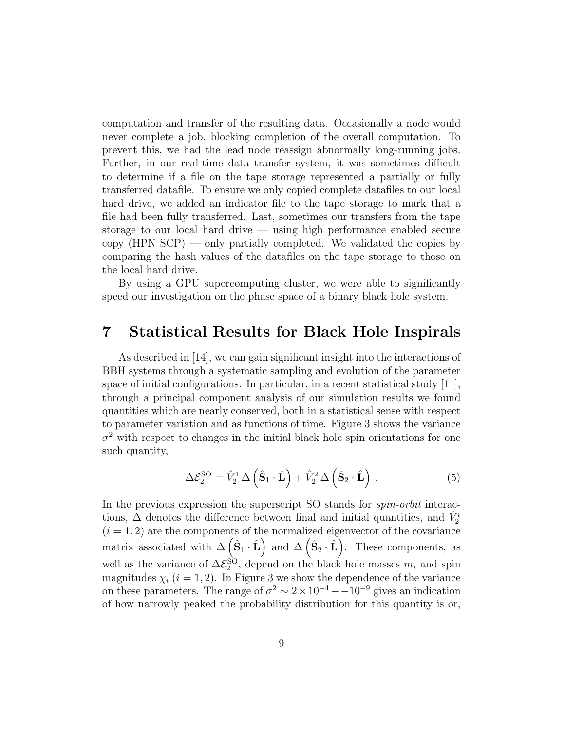computation and transfer of the resulting data. Occasionally a node would never complete a job, blocking completion of the overall computation. To prevent this, we had the lead node reassign abnormally long-running jobs. Further, in our real-time data transfer system, it was sometimes difficult to determine if a file on the tape storage represented a partially or fully transferred datafile. To ensure we only copied complete datafiles to our local hard drive, we added an indicator file to the tape storage to mark that a file had been fully transferred. Last, sometimes our transfers from the tape storage to our local hard drive — using high performance enabled secure copy (HPN SCP) — only partially completed. We validated the copies by comparing the hash values of the datafiles on the tape storage to those on the local hard drive.

By using a GPU supercomputing cluster, we were able to significantly speed our investigation on the phase space of a binary black hole system.

# 7 Statistical Results for Black Hole Inspirals

As described in [14], we can gain significant insight into the interactions of BBH systems through a systematic sampling and evolution of the parameter space of initial configurations. In particular, in a recent statistical study [11], through a principal component analysis of our simulation results we found quantities which are nearly conserved, both in a statistical sense with respect to parameter variation and as functions of time. Figure 3 shows the variance $\sigma^2$ with respect to changes in the initial black hole spin orientations for one such quantity,

$$\Delta\mathcal{E}_2^{\rm SO} = \hat{V}_2^1 \, \Delta\left(\hat{\mathbf{S}}_1 \cdot \hat{\mathbf{L}}\right) + \hat{V}_2^2 \, \Delta\left(\hat{\mathbf{S}}_2 \cdot \hat{\mathbf{L}}\right) . \tag{5}$$

In the previous expression the superscript SO stands for *spin-orbit* interactions, $\Delta$ denotes the difference between final and initial quantities, and $\hat{V}_2^i$ $(i = 1, 2)$ are the components of the normalized eigenvector of the covariance matrix associated with $\Delta\left(\hat{\mathbf{S}}_1 \cdot \hat{\mathbf{L}}\right)$ and $\Delta\left(\hat{\mathbf{S}}_2 \cdot \hat{\mathbf{L}}\right)$. These components, as well as the variance of $\Delta\mathcal{E}_2^{\rm SO}$, depend on the black hole masses $m_i$ and spin magnitudes $\chi_i$ $(i = 1, 2)$. In Figure 3 we show the dependence of the variance on these parameters. The range of $\sigma^2 \sim 2 \times 10^{-4} - -10^{-9}$ gives an indication of how narrowly peaked the probability distribution for this quantity is or,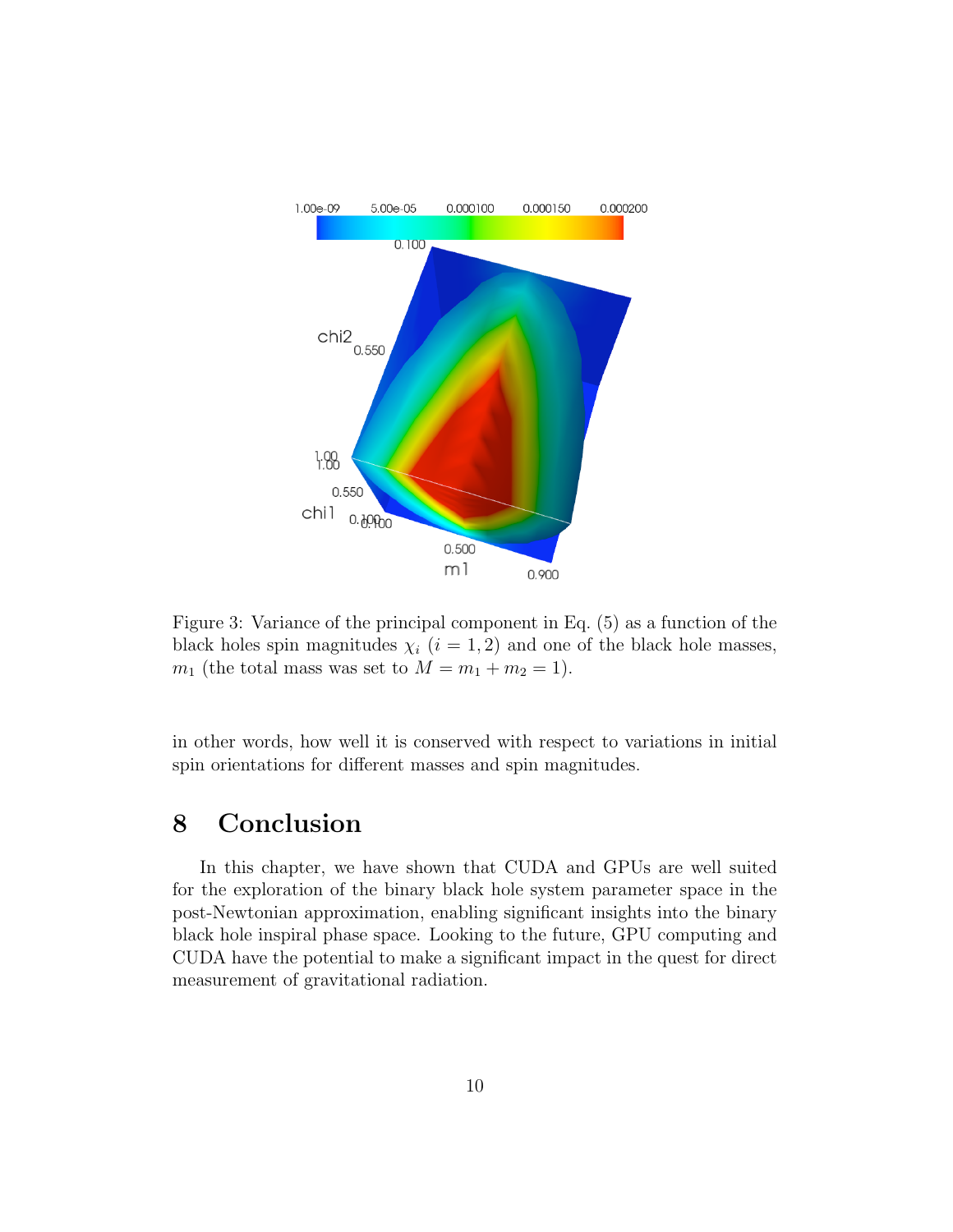Figure 3: Variance of the principal component in Eq. (5) as a function of the black holes spin magnitudes $\chi_i$ ($i = 1, 2$) and one of the black hole masses, $m_1$ (the total mass was set to $M = m_1 + m_2 = 1$).

in other words, how well it is conserved with respect to variations in initial spin orientations for different masses and spin magnitudes.

## 8 Conclusion

In this chapter, we have shown that CUDA and GPUs are well suited for the exploration of the binary black hole system parameter space in the post-Newtonian approximation, enabling significant insights into the binary black hole inspiral phase space. Looking to the future, GPU computing and CUDA have the potential to make a significant impact in the quest for direct measurement of gravitational radiation.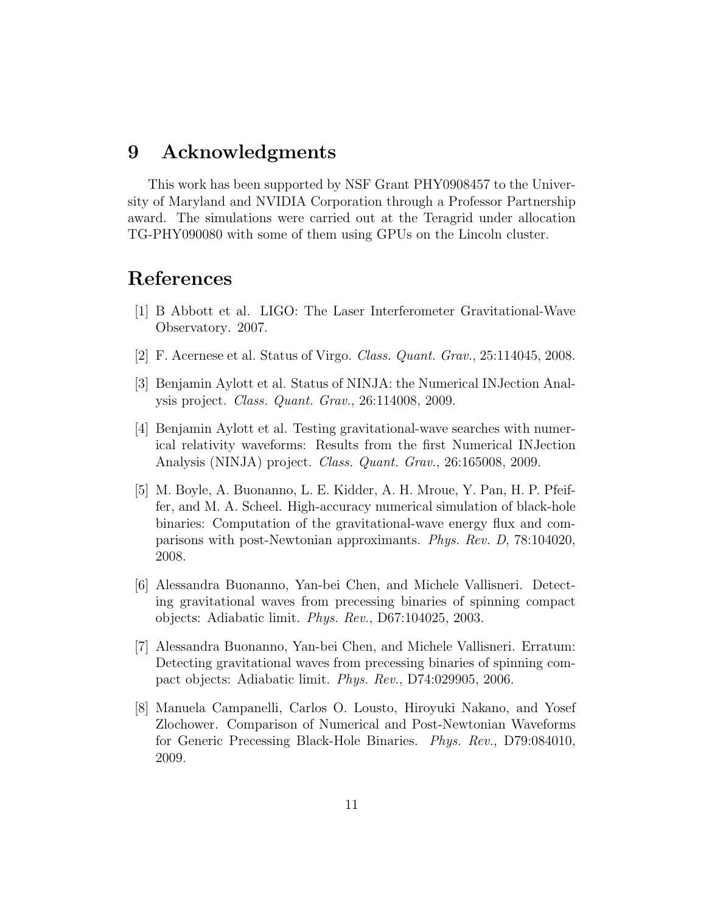# 9 Acknowledgments

This work has been supported by NSF Grant PHY0908457 to the University of Maryland and NVIDIA Corporation through a Professor Partnership award. The simulations were carried out at the Teragrid under allocation TG-PHY090080 with some of them using GPUs on the Lincoln cluster.

# References

[1] B Abbott et al. LIGO: The Laser Interferometer Gravitational-Wave Observatory. 2007.

[2] F. Acernese et al. Status of Virgo. *Class. Quant. Grav.*, 25:114045, 2008.

[3] Benjamin Aylott et al. Status of NINJA: the Numerical INJection Analysis project. *Class. Quant. Grav.*, 26:114008, 2009.

[4] Benjamin Aylott et al. Testing gravitational-wave searches with numerical relativity waveforms: Results from the first Numerical INJection Analysis (NINJA) project. *Class. Quant. Grav.*, 26:165008, 2009.

[5] M. Boyle, A. Buonanno, L. E. Kidder, A. H. Mroue, Y. Pan, H. P. Pfeiffer, and M. A. Scheel. High-accuracy numerical simulation of black-hole binaries: Computation of the gravitational-wave energy flux and comparisons with post-Newtonian approximants. *Phys. Rev. D*, 78:104020, 2008.

[6] Alessandra Buonanno, Yan-bei Chen, and Michele Vallisneri. Detecting gravitational waves from precessing binaries of spinning compact objects: Adiabatic limit. *Phys. Rev.*, D67:104025, 2003.

[7] Alessandra Buonanno, Yan-bei Chen, and Michele Vallisneri. Erratum: Detecting gravitational waves from precessing binaries of spinning compact objects: Adiabatic limit. *Phys. Rev.*, D74:029905, 2006.

[8] Manuela Campanelli, Carlos O. Lousto, Hiroyuki Nakano, and Yosef Zlochower. Comparison of Numerical and Post-Newtonian Waveforms for Generic Precessing Black-Hole Binaries. *Phys. Rev.*, D79:084010, 2009.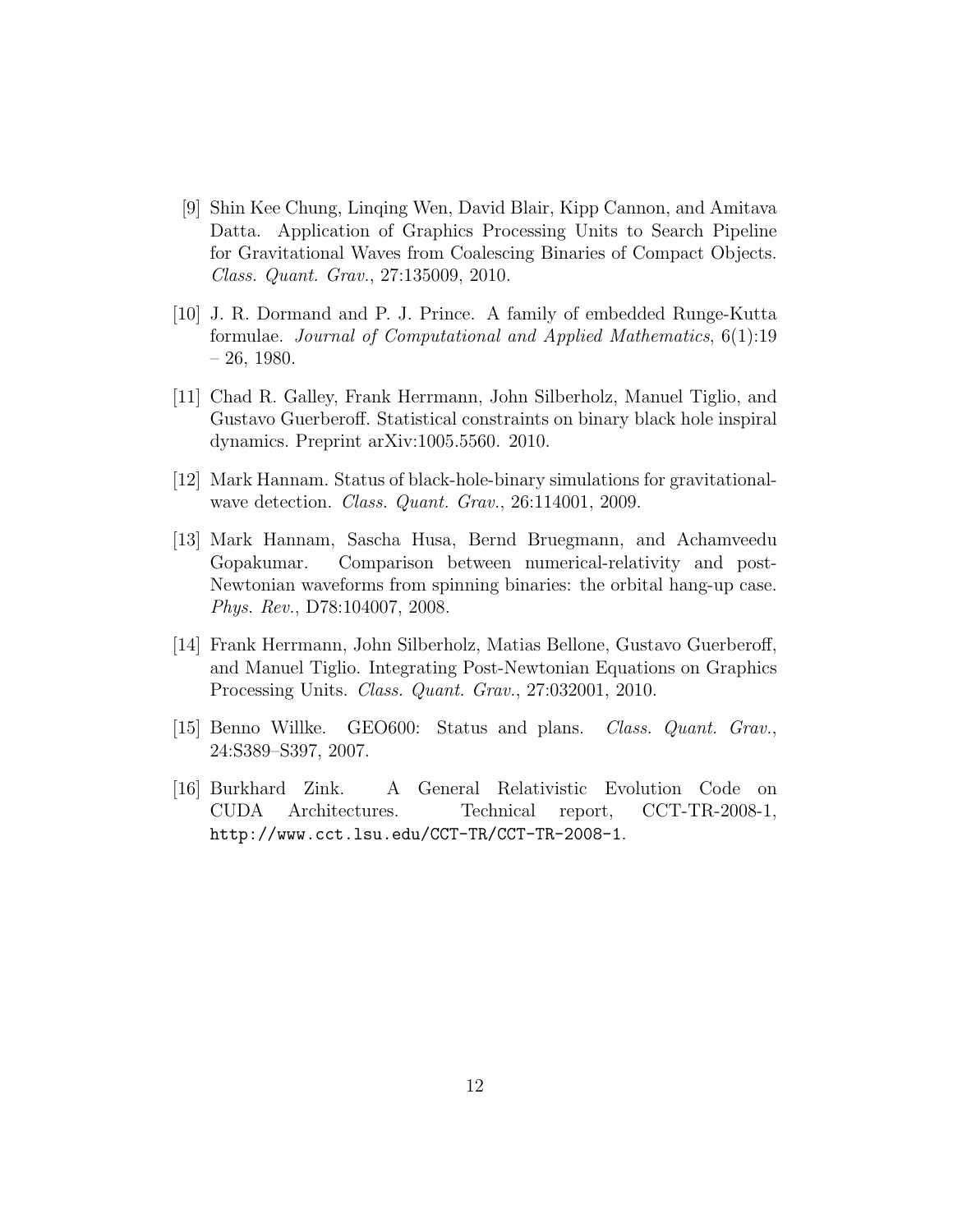[9] Shin Kee Chung, Linqing Wen, David Blair, Kipp Cannon, and Amitava Datta. Application of Graphics Processing Units to Search Pipeline for Gravitational Waves from Coalescing Binaries of Compact Objects. *Class. Quant. Grav.*, 27:135009, 2010.

[10] J. R. Dormand and P. J. Prince. A family of embedded Runge-Kutta formulae. *Journal of Computational and Applied Mathematics*, 6(1):19 – 26, 1980.

[11] Chad R. Galley, Frank Herrmann, John Silberholz, Manuel Tiglio, and Gustavo Guerberoff. Statistical constraints on binary black hole inspiral dynamics. Preprint arXiv:1005.5560. 2010.

[12] Mark Hannam. Status of black-hole-binary simulations for gravitational-wave detection. *Class. Quant. Grav.*, 26:114001, 2009.

[13] Mark Hannam, Sascha Husa, Bernd Bruegmann, and Achamveedu Gopakumar. Comparison between numerical-relativity and post-Newtonian waveforms from spinning binaries: the orbital hang-up case. *Phys. Rev.*, D78:104007, 2008.

[14] Frank Herrmann, John Silberholz, Matias Bellone, Gustavo Guerberoff, and Manuel Tiglio. Integrating Post-Newtonian Equations on Graphics Processing Units. *Class. Quant. Grav.*, 27:032001, 2010.

[15] Benno Willke. GEO600: Status and plans. *Class. Quant. Grav.*, 24:S389–S397, 2007.

[16] Burkhard Zink. A General Relativistic Evolution Code on CUDA Architectures. Technical report, CCT-TR-2008-1, `http://www.cct.lsu.edu/CCT-TR/CCT-TR-2008-1`.